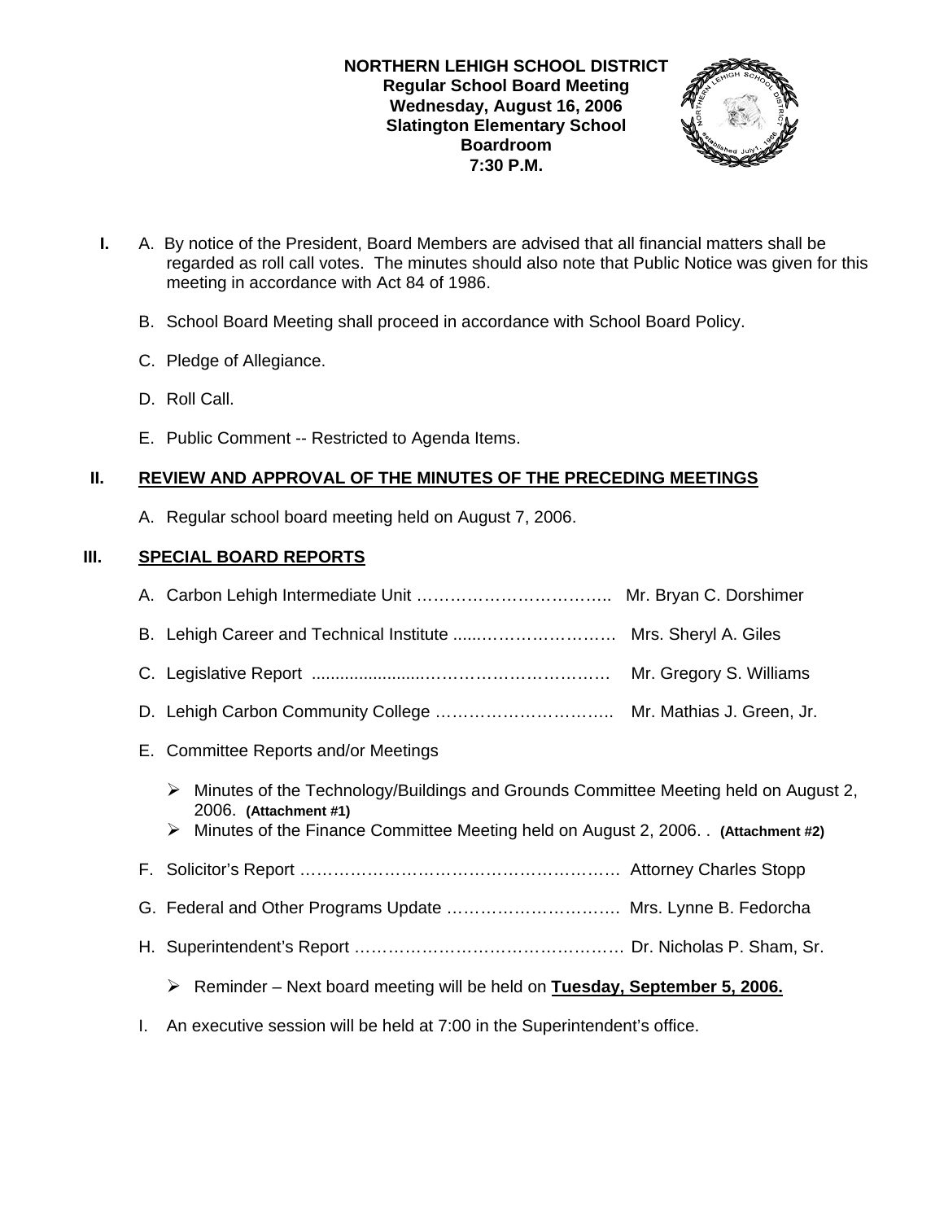**NORTHERN LEHIGH SCHOOL DISTRICT**
**Regular School Board Meeting**
**Wednesday, August 16, 2006**
**Slatington Elementary School**
**Boardroom**
**7:30 P.M.**

**I.** A. By notice of the President, Board Members are advised that all financial matters shall be regarded as roll call votes. The minutes should also note that Public Notice was given for this meeting in accordance with Act 84 of 1986.

B. School Board Meeting shall proceed in accordance with School Board Policy.

C. Pledge of Allegiance.

D. Roll Call.

E. Public Comment -- Restricted to Agenda Items.

## II. REVIEW AND APPROVAL OF THE MINUTES OF THE PRECEDING MEETINGS

A. Regular school board meeting held on August 7, 2006.

## III. SPECIAL BOARD REPORTS

A. Carbon Lehigh Intermediate Unit …………………………….. Mr. Bryan C. Dorshimer

B. Lehigh Career and Technical Institute ......……………………… Mrs. Sheryl A. Giles

C. Legislative Report .......................…………………………. Mr. Gregory S. Williams

D. Lehigh Carbon Community College ………………………….. Mr. Mathias J. Green, Jr.

E. Committee Reports and/or Meetings

- Minutes of the Technology/Buildings and Grounds Committee Meeting held on August 2, 2006. **(Attachment #1)**
- Minutes of the Finance Committee Meeting held on August 2, 2006. . **(Attachment #2)**

F. Solicitor's Report …………………………………………………. Attorney Charles Stopp

G. Federal and Other Programs Update …………………………. Mrs. Lynne B. Fedorcha

H. Superintendent's Report ………………………………………… Dr. Nicholas P. Sham, Sr.

- Reminder – Next board meeting will be held on **Tuesday, September 5, 2006.**

I. An executive session will be held at 7:00 in the Superintendent's office.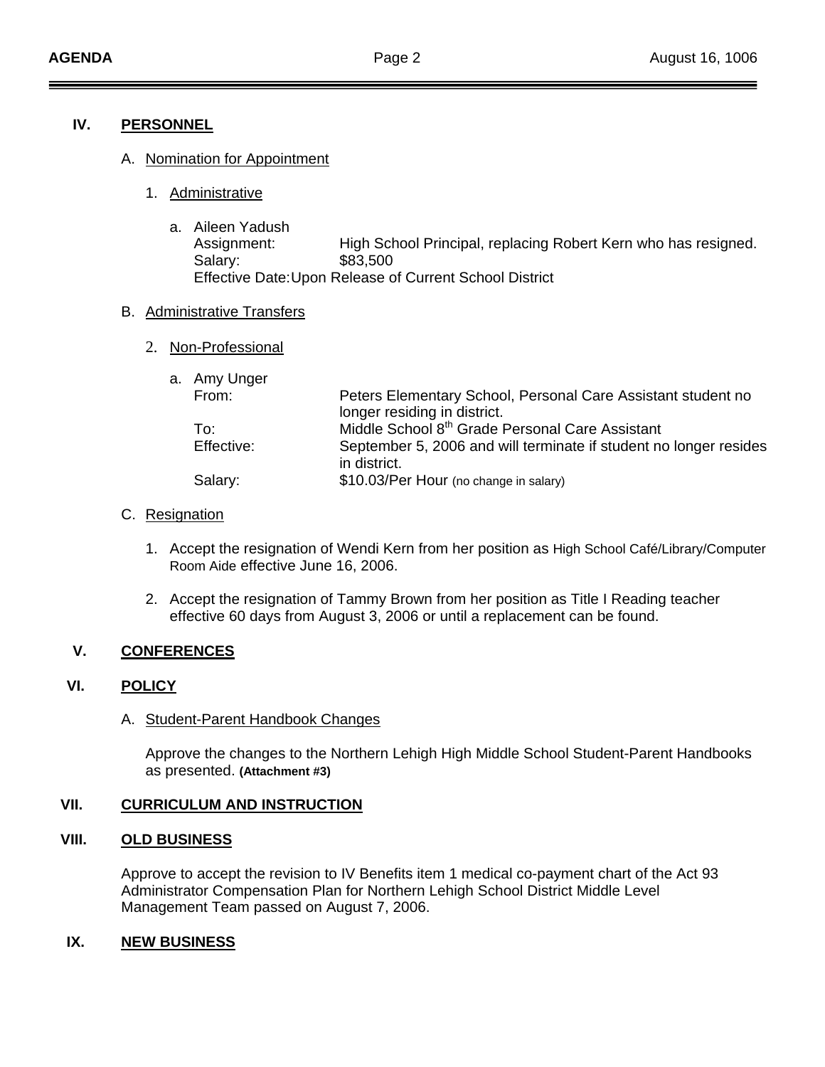## IV. PERSONNEL

A. Nomination for Appointment

1. Administrative

   a. Aileen Yadush
      Assignment: High School Principal, replacing Robert Kern who has resigned.
      Salary: $83,500
      Effective Date: Upon Release of Current School District

B. Administrative Transfers

2. Non-Professional

   a. Amy Unger
      From: Peters Elementary School, Personal Care Assistant student no longer residing in district.
      To: Middle School 8th Grade Personal Care Assistant
      Effective: September 5, 2006 and will terminate if student no longer resides in district.
      Salary: $10.03/Per Hour (no change in salary)

C. Resignation

1. Accept the resignation of Wendi Kern from her position as High School Café/Library/Computer Room Aide effective June 16, 2006.

2. Accept the resignation of Tammy Brown from her position as Title I Reading teacher effective 60 days from August 3, 2006 or until a replacement can be found.

## V. CONFERENCES

## VI. POLICY

A. Student-Parent Handbook Changes

Approve the changes to the Northern Lehigh High Middle School Student-Parent Handbooks as presented. **(Attachment #3)**

## VII. CURRICULUM AND INSTRUCTION

## VIII. OLD BUSINESS

Approve to accept the revision to IV Benefits item 1 medical co-payment chart of the Act 93 Administrator Compensation Plan for Northern Lehigh School District Middle Level Management Team passed on August 7, 2006.

## IX. NEW BUSINESS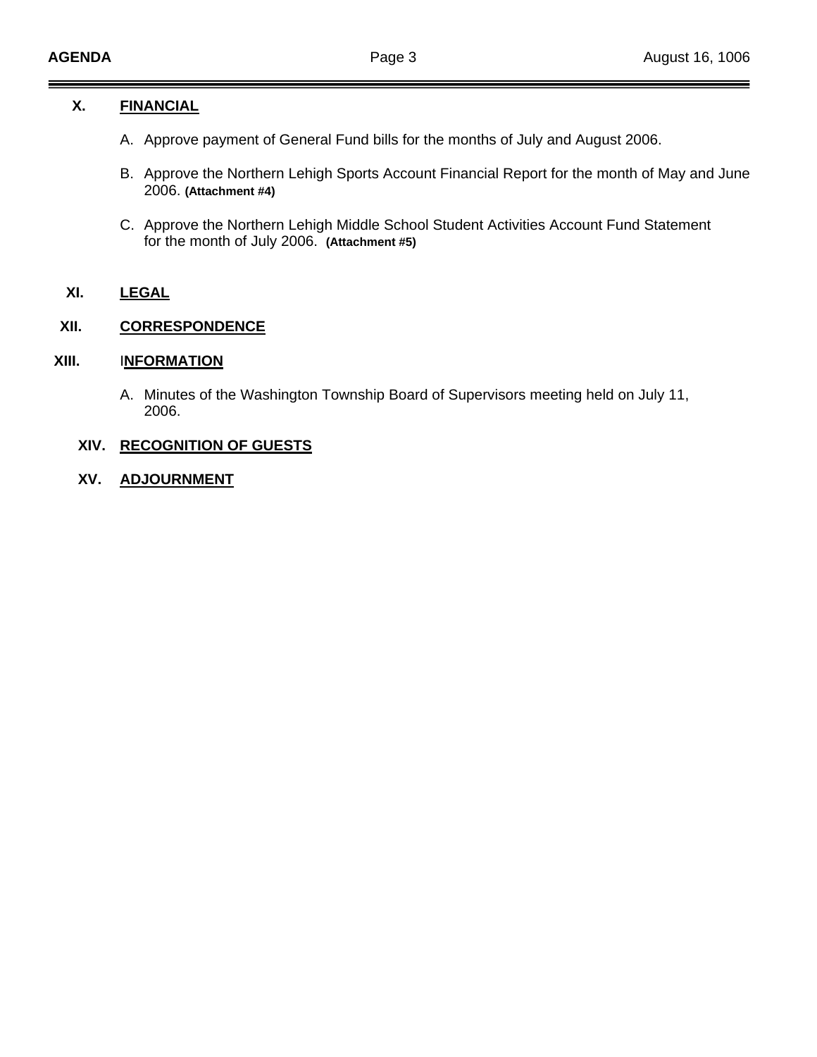## X. FINANCIAL

A. Approve payment of General Fund bills for the months of July and August 2006.

B. Approve the Northern Lehigh Sports Account Financial Report for the month of May and June 2006. **(Attachment #4)**

C. Approve the Northern Lehigh Middle School Student Activities Account Fund Statement for the month of July 2006. **(Attachment #5)**

## XI. LEGAL

## XII. CORRESPONDENCE

## XIII. INFORMATION

A. Minutes of the Washington Township Board of Supervisors meeting held on July 11, 2006.

## XIV. RECOGNITION OF GUESTS

## XV. ADJOURNMENT